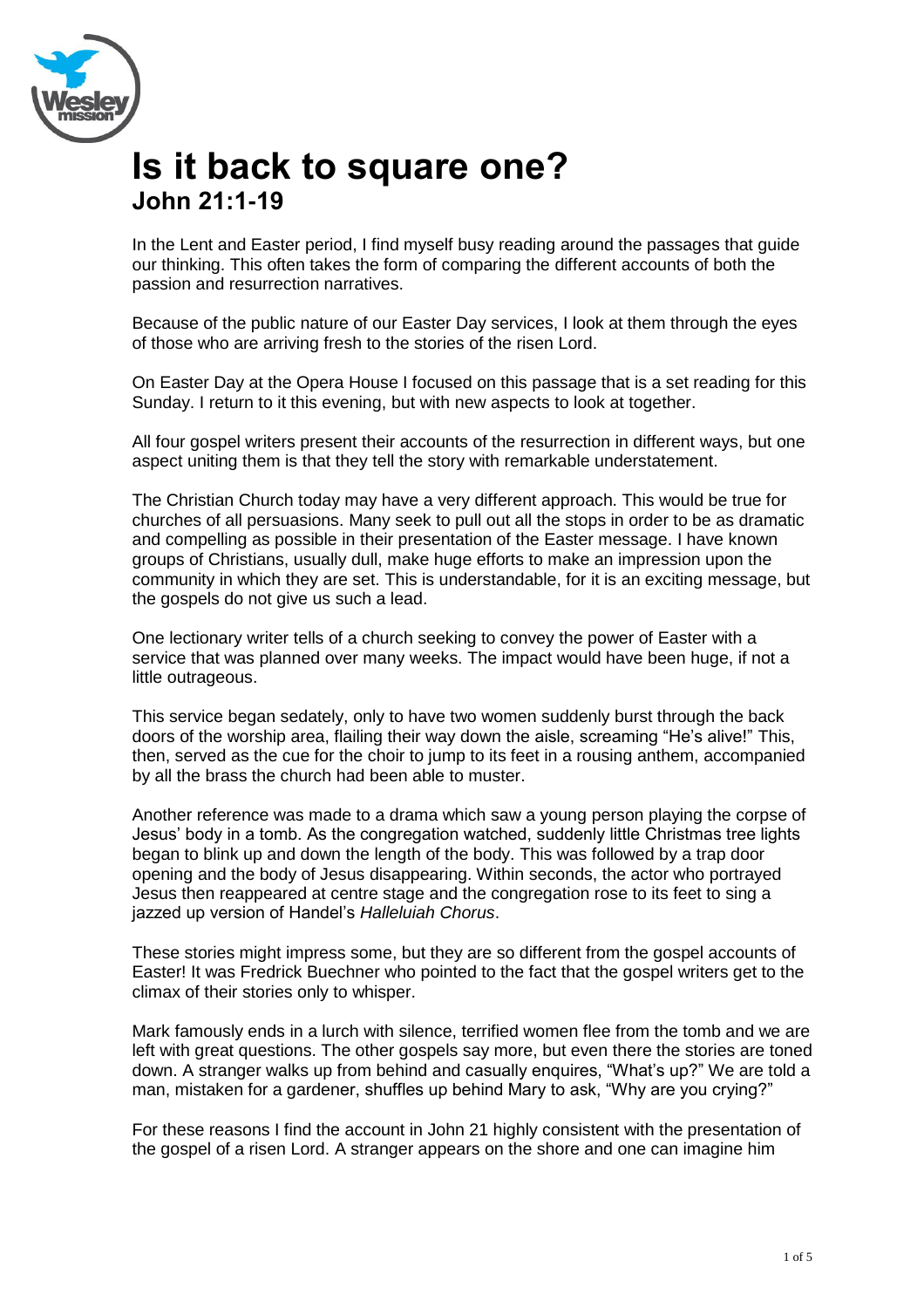# Is it back to square one?
## John 21:1-19

In the Lent and Easter period, I find myself busy reading around the passages that guide our thinking. This often takes the form of comparing the different accounts of both the passion and resurrection narratives.

Because of the public nature of our Easter Day services, I look at them through the eyes of those who are arriving fresh to the stories of the risen Lord.

On Easter Day at the Opera House I focused on this passage that is a set reading for this Sunday. I return to it this evening, but with new aspects to look at together.

All four gospel writers present their accounts of the resurrection in different ways, but one aspect uniting them is that they tell the story with remarkable understatement.

The Christian Church today may have a very different approach. This would be true for churches of all persuasions. Many seek to pull out all the stops in order to be as dramatic and compelling as possible in their presentation of the Easter message. I have known groups of Christians, usually dull, make huge efforts to make an impression upon the community in which they are set. This is understandable, for it is an exciting message, but the gospels do not give us such a lead.

One lectionary writer tells of a church seeking to convey the power of Easter with a service that was planned over many weeks. The impact would have been huge, if not a little outrageous.

This service began sedately, only to have two women suddenly burst through the back doors of the worship area, flailing their way down the aisle, screaming "He's alive!" This, then, served as the cue for the choir to jump to its feet in a rousing anthem, accompanied by all the brass the church had been able to muster.

Another reference was made to a drama which saw a young person playing the corpse of Jesus' body in a tomb. As the congregation watched, suddenly little Christmas tree lights began to blink up and down the length of the body. This was followed by a trap door opening and the body of Jesus disappearing. Within seconds, the actor who portrayed Jesus then reappeared at centre stage and the congregation rose to its feet to sing a jazzed up version of Handel's *Halleluiah Chorus*.

These stories might impress some, but they are so different from the gospel accounts of Easter! It was Fredrick Buechner who pointed to the fact that the gospel writers get to the climax of their stories only to whisper.

Mark famously ends in a lurch with silence, terrified women flee from the tomb and we are left with great questions. The other gospels say more, but even there the stories are toned down. A stranger walks up from behind and casually enquires, "What's up?" We are told a man, mistaken for a gardener, shuffles up behind Mary to ask, "Why are you crying?"

For these reasons I find the account in John 21 highly consistent with the presentation of the gospel of a risen Lord. A stranger appears on the shore and one can imagine him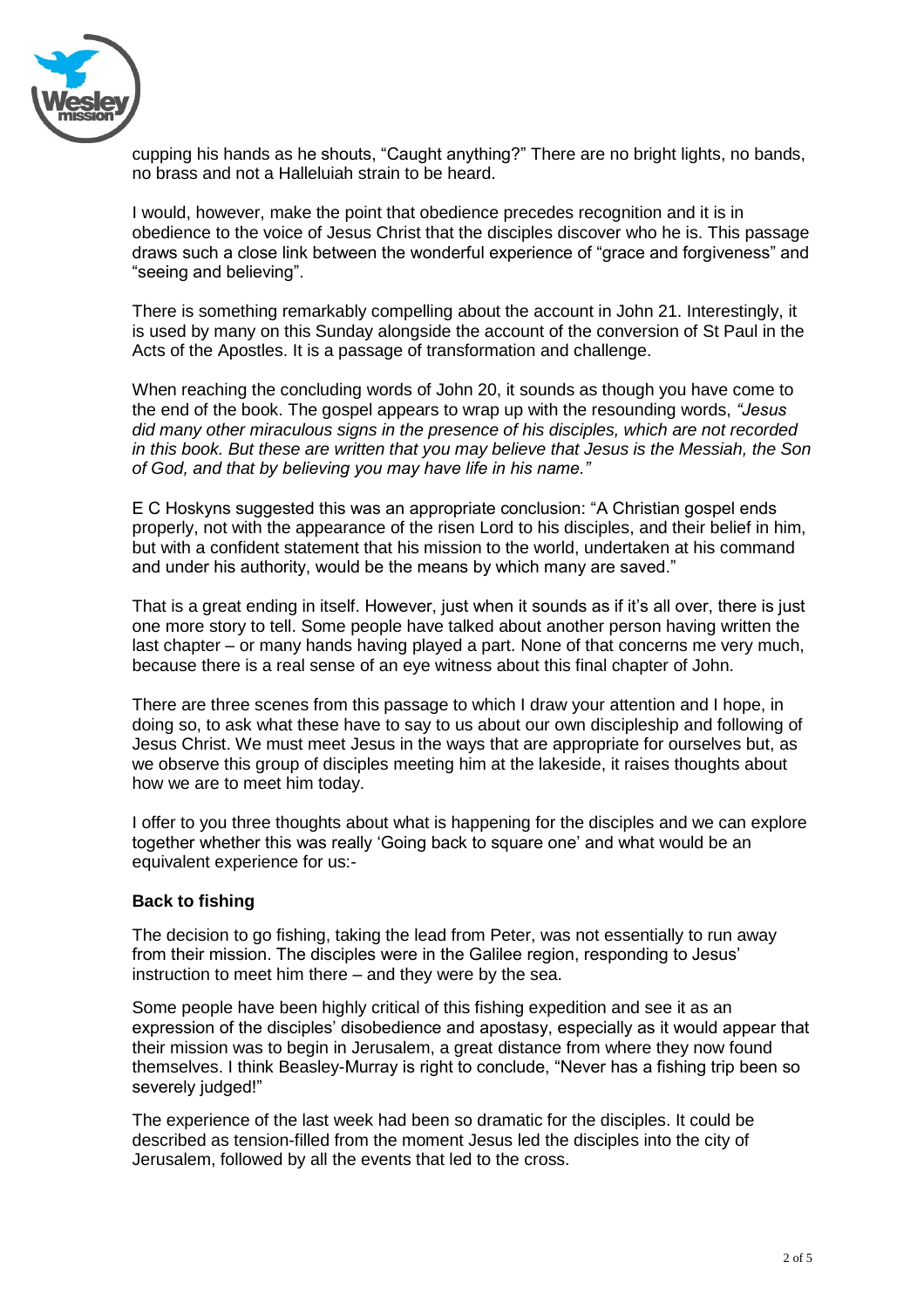cupping his hands as he shouts, "Caught anything?" There are no bright lights, no bands, no brass and not a Halleluiah strain to be heard.

I would, however, make the point that obedience precedes recognition and it is in obedience to the voice of Jesus Christ that the disciples discover who he is. This passage draws such a close link between the wonderful experience of "grace and forgiveness" and "seeing and believing".

There is something remarkably compelling about the account in John 21. Interestingly, it is used by many on this Sunday alongside the account of the conversion of St Paul in the Acts of the Apostles. It is a passage of transformation and challenge.

When reaching the concluding words of John 20, it sounds as though you have come to the end of the book. The gospel appears to wrap up with the resounding words, *"Jesus did many other miraculous signs in the presence of his disciples, which are not recorded in this book. But these are written that you may believe that Jesus is the Messiah, the Son of God, and that by believing you may have life in his name."*

E C Hoskyns suggested this was an appropriate conclusion: "A Christian gospel ends properly, not with the appearance of the risen Lord to his disciples, and their belief in him, but with a confident statement that his mission to the world, undertaken at his command and under his authority, would be the means by which many are saved."

That is a great ending in itself. However, just when it sounds as if it's all over, there is just one more story to tell. Some people have talked about another person having written the last chapter – or many hands having played a part. None of that concerns me very much, because there is a real sense of an eye witness about this final chapter of John.

There are three scenes from this passage to which I draw your attention and I hope, in doing so, to ask what these have to say to us about our own discipleship and following of Jesus Christ. We must meet Jesus in the ways that are appropriate for ourselves but, as we observe this group of disciples meeting him at the lakeside, it raises thoughts about how we are to meet him today.

I offer to you three thoughts about what is happening for the disciples and we can explore together whether this was really 'Going back to square one' and what would be an equivalent experience for us:-

**Back to fishing**

The decision to go fishing, taking the lead from Peter, was not essentially to run away from their mission. The disciples were in the Galilee region, responding to Jesus' instruction to meet him there – and they were by the sea.

Some people have been highly critical of this fishing expedition and see it as an expression of the disciples' disobedience and apostasy, especially as it would appear that their mission was to begin in Jerusalem, a great distance from where they now found themselves. I think Beasley-Murray is right to conclude, "Never has a fishing trip been so severely judged!"

The experience of the last week had been so dramatic for the disciples. It could be described as tension-filled from the moment Jesus led the disciples into the city of Jerusalem, followed by all the events that led to the cross.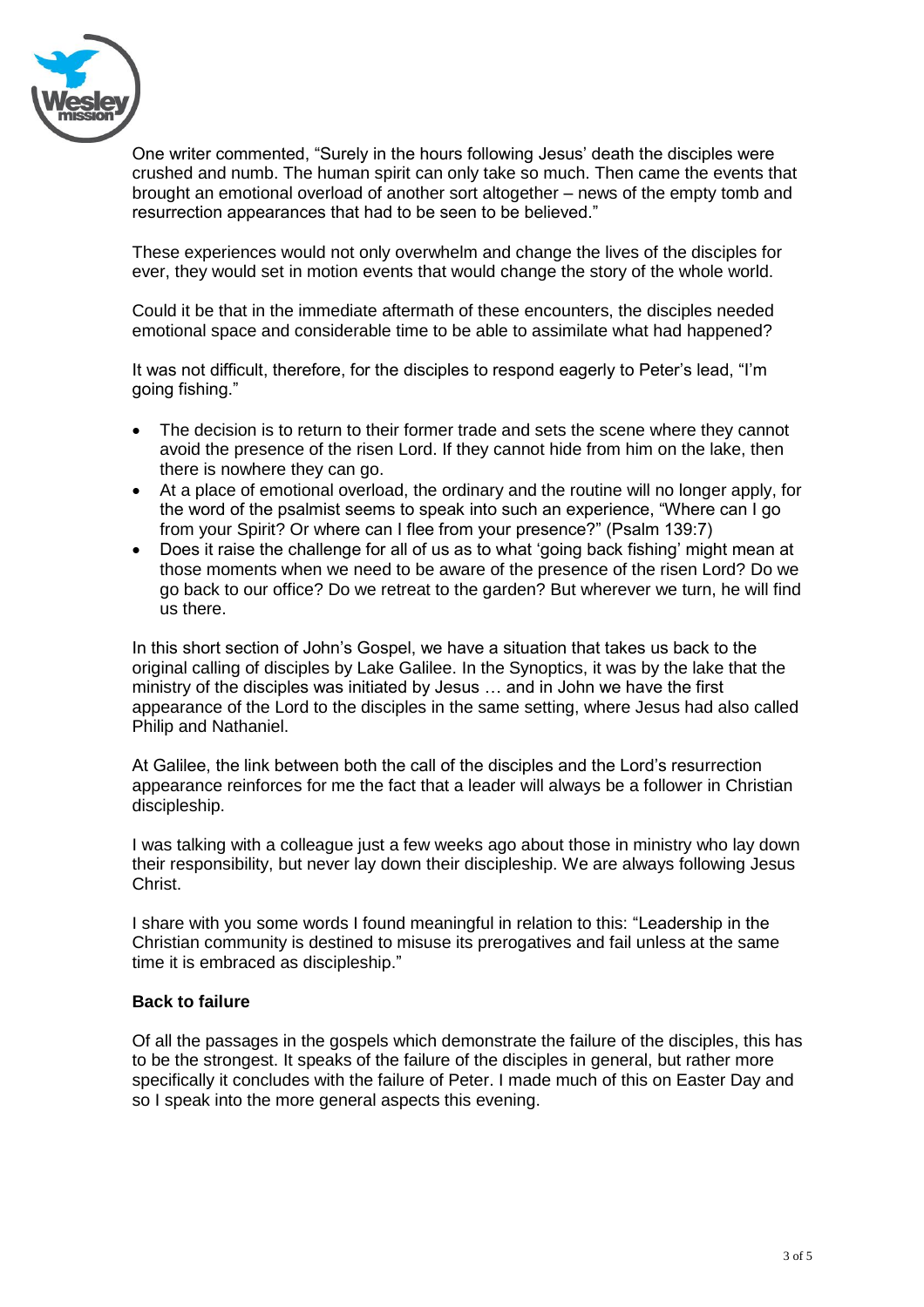One writer commented, "Surely in the hours following Jesus' death the disciples were crushed and numb. The human spirit can only take so much. Then came the events that brought an emotional overload of another sort altogether – news of the empty tomb and resurrection appearances that had to be seen to be believed."

These experiences would not only overwhelm and change the lives of the disciples for ever, they would set in motion events that would change the story of the whole world.

Could it be that in the immediate aftermath of these encounters, the disciples needed emotional space and considerable time to be able to assimilate what had happened?

It was not difficult, therefore, for the disciples to respond eagerly to Peter's lead, "I'm going fishing."

- The decision is to return to their former trade and sets the scene where they cannot avoid the presence of the risen Lord. If they cannot hide from him on the lake, then there is nowhere they can go.
- At a place of emotional overload, the ordinary and the routine will no longer apply, for the word of the psalmist seems to speak into such an experience, "Where can I go from your Spirit? Or where can I flee from your presence?" (Psalm 139:7)
- Does it raise the challenge for all of us as to what 'going back fishing' might mean at those moments when we need to be aware of the presence of the risen Lord? Do we go back to our office? Do we retreat to the garden? But wherever we turn, he will find us there.

In this short section of John's Gospel, we have a situation that takes us back to the original calling of disciples by Lake Galilee. In the Synoptics, it was by the lake that the ministry of the disciples was initiated by Jesus … and in John we have the first appearance of the Lord to the disciples in the same setting, where Jesus had also called Philip and Nathaniel.

At Galilee, the link between both the call of the disciples and the Lord's resurrection appearance reinforces for me the fact that a leader will always be a follower in Christian discipleship.

I was talking with a colleague just a few weeks ago about those in ministry who lay down their responsibility, but never lay down their discipleship. We are always following Jesus Christ.

I share with you some words I found meaningful in relation to this: "Leadership in the Christian community is destined to misuse its prerogatives and fail unless at the same time it is embraced as discipleship."

**Back to failure**

Of all the passages in the gospels which demonstrate the failure of the disciples, this has to be the strongest. It speaks of the failure of the disciples in general, but rather more specifically it concludes with the failure of Peter. I made much of this on Easter Day and so I speak into the more general aspects this evening.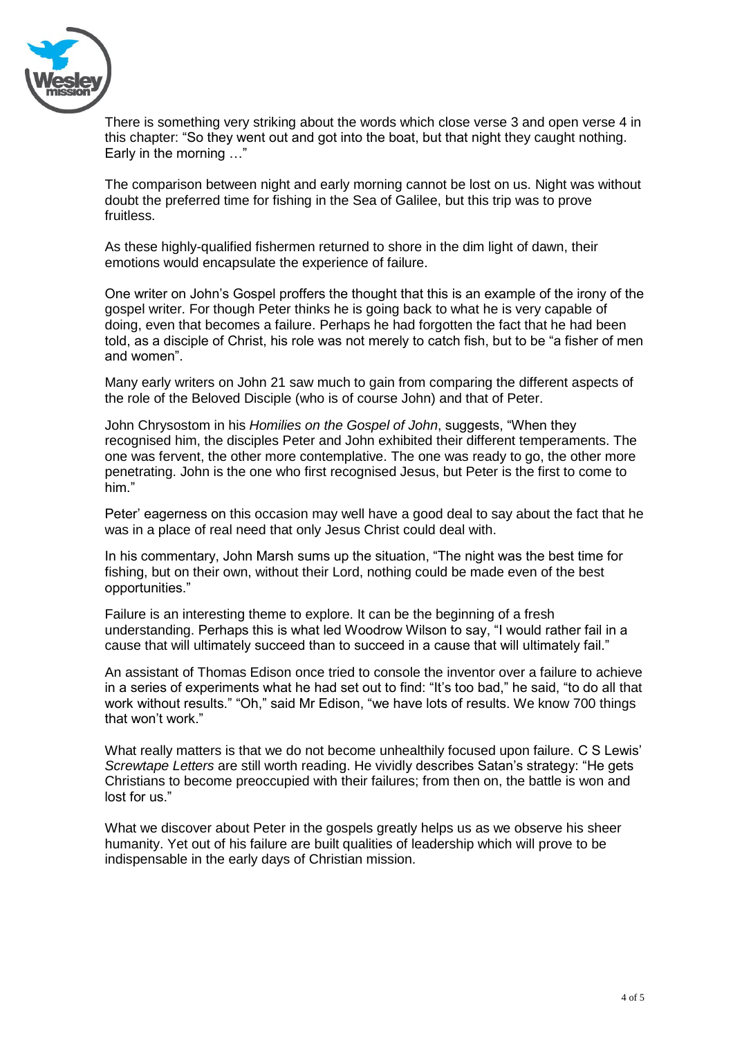There is something very striking about the words which close verse 3 and open verse 4 in this chapter: “So they went out and got into the boat, but that night they caught nothing. Early in the morning …”

The comparison between night and early morning cannot be lost on us. Night was without doubt the preferred time for fishing in the Sea of Galilee, but this trip was to prove fruitless.

As these highly-qualified fishermen returned to shore in the dim light of dawn, their emotions would encapsulate the experience of failure.

One writer on John’s Gospel proffers the thought that this is an example of the irony of the gospel writer. For though Peter thinks he is going back to what he is very capable of doing, even that becomes a failure. Perhaps he had forgotten the fact that he had been told, as a disciple of Christ, his role was not merely to catch fish, but to be “a fisher of men and women”.

Many early writers on John 21 saw much to gain from comparing the different aspects of the role of the Beloved Disciple (who is of course John) and that of Peter.

John Chrysostom in his *Homilies on the Gospel of John*, suggests, “When they recognised him, the disciples Peter and John exhibited their different temperaments. The one was fervent, the other more contemplative. The one was ready to go, the other more penetrating. John is the one who first recognised Jesus, but Peter is the first to come to him.”

Peter’ eagerness on this occasion may well have a good deal to say about the fact that he was in a place of real need that only Jesus Christ could deal with.

In his commentary, John Marsh sums up the situation, “The night was the best time for fishing, but on their own, without their Lord, nothing could be made even of the best opportunities.”

Failure is an interesting theme to explore. It can be the beginning of a fresh understanding. Perhaps this is what led Woodrow Wilson to say, “I would rather fail in a cause that will ultimately succeed than to succeed in a cause that will ultimately fail.”

An assistant of Thomas Edison once tried to console the inventor over a failure to achieve in a series of experiments what he had set out to find: “It’s too bad,” he said, “to do all that work without results.” “Oh,” said Mr Edison, “we have lots of results. We know 700 things that won’t work.”

What really matters is that we do not become unhealthily focused upon failure. C S Lewis’ *Screwtape Letters* are still worth reading. He vividly describes Satan’s strategy: “He gets Christians to become preoccupied with their failures; from then on, the battle is won and lost for us.”

What we discover about Peter in the gospels greatly helps us as we observe his sheer humanity. Yet out of his failure are built qualities of leadership which will prove to be indispensable in the early days of Christian mission.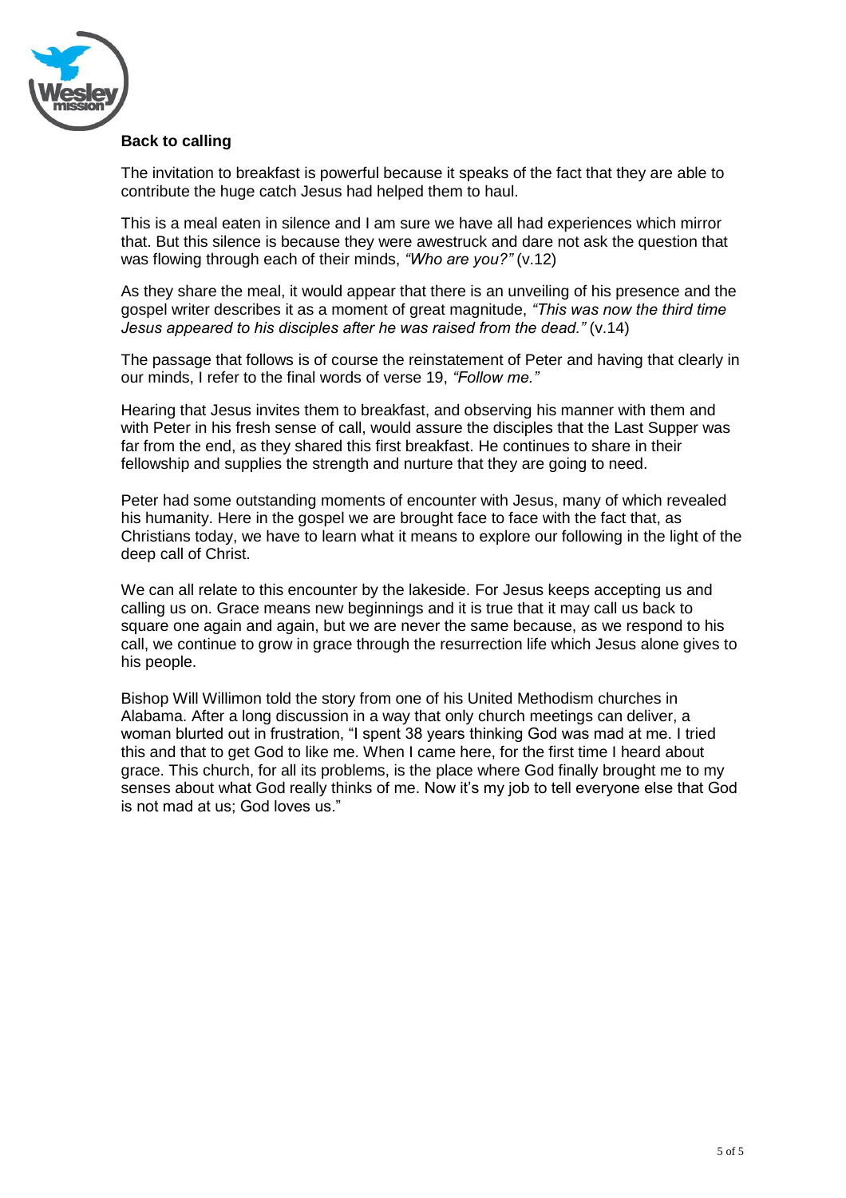**Back to calling**

The invitation to breakfast is powerful because it speaks of the fact that they are able to contribute the huge catch Jesus had helped them to haul.

This is a meal eaten in silence and I am sure we have all had experiences which mirror that. But this silence is because they were awestruck and dare not ask the question that was flowing through each of their minds, *"Who are you?"* (v.12)

As they share the meal, it would appear that there is an unveiling of his presence and the gospel writer describes it as a moment of great magnitude, *"This was now the third time Jesus appeared to his disciples after he was raised from the dead."* (v.14)

The passage that follows is of course the reinstatement of Peter and having that clearly in our minds, I refer to the final words of verse 19, *"Follow me."*

Hearing that Jesus invites them to breakfast, and observing his manner with them and with Peter in his fresh sense of call, would assure the disciples that the Last Supper was far from the end, as they shared this first breakfast. He continues to share in their fellowship and supplies the strength and nurture that they are going to need.

Peter had some outstanding moments of encounter with Jesus, many of which revealed his humanity. Here in the gospel we are brought face to face with the fact that, as Christians today, we have to learn what it means to explore our following in the light of the deep call of Christ.

We can all relate to this encounter by the lakeside. For Jesus keeps accepting us and calling us on. Grace means new beginnings and it is true that it may call us back to square one again and again, but we are never the same because, as we respond to his call, we continue to grow in grace through the resurrection life which Jesus alone gives to his people.

Bishop Will Willimon told the story from one of his United Methodism churches in Alabama. After a long discussion in a way that only church meetings can deliver, a woman blurted out in frustration, "I spent 38 years thinking God was mad at me. I tried this and that to get God to like me. When I came here, for the first time I heard about grace. This church, for all its problems, is the place where God finally brought me to my senses about what God really thinks of me. Now it's my job to tell everyone else that God is not mad at us; God loves us."